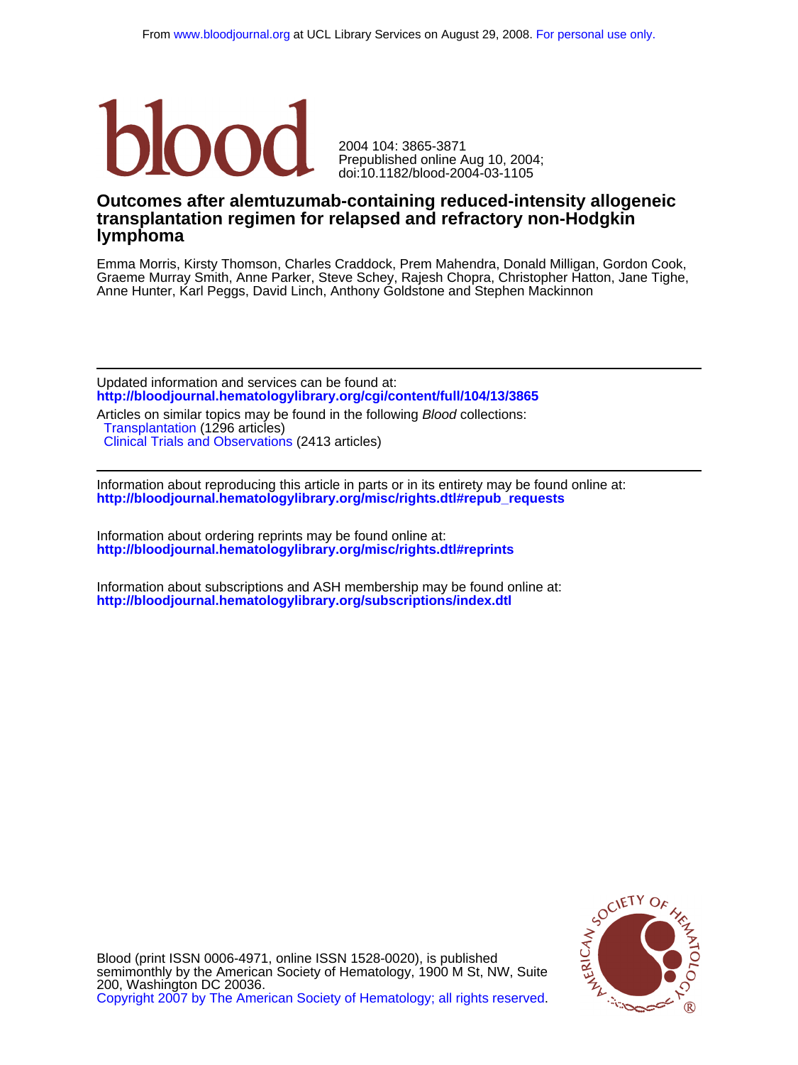From www.bloodjournal.org at UCL Library Services on August 29, 2008. For personal use only.

blood

2004 104: 3865-3871
Prepublished online Aug 10, 2004;
doi:10.1182/blood-2004-03-1105

# Outcomes after alemtuzumab-containing reduced-intensity allogeneic transplantation regimen for relapsed and refractory non-Hodgkin lymphoma

Emma Morris, Kirsty Thomson, Charles Craddock, Prem Mahendra, Donald Milligan, Gordon Cook, Graeme Murray Smith, Anne Parker, Steve Schey, Rajesh Chopra, Christopher Hatton, Jane Tighe, Anne Hunter, Karl Peggs, David Linch, Anthony Goldstone and Stephen Mackinnon

---

Updated information and services can be found at:
**http://bloodjournal.hematologylibrary.org/cgi/content/full/104/13/3865**

Articles on similar topics may be found in the following *Blood* collections:
Transplantation (1296 articles)
Clinical Trials and Observations (2413 articles)

---

Information about reproducing this article in parts or in its entirety may be found online at:
**http://bloodjournal.hematologylibrary.org/misc/rights.dtl#repub_requests**

Information about ordering reprints may be found online at:
**http://bloodjournal.hematologylibrary.org/misc/rights.dtl#reprints**

Information about subscriptions and ASH membership may be found online at:
**http://bloodjournal.hematologylibrary.org/subscriptions/index.dtl**

Blood (print ISSN 0006-4971, online ISSN 1528-0020), is published semimonthly by the American Society of Hematology, 1900 M St, NW, Suite 200, Washington DC 20036.
Copyright 2007 by The American Society of Hematology; all rights reserved.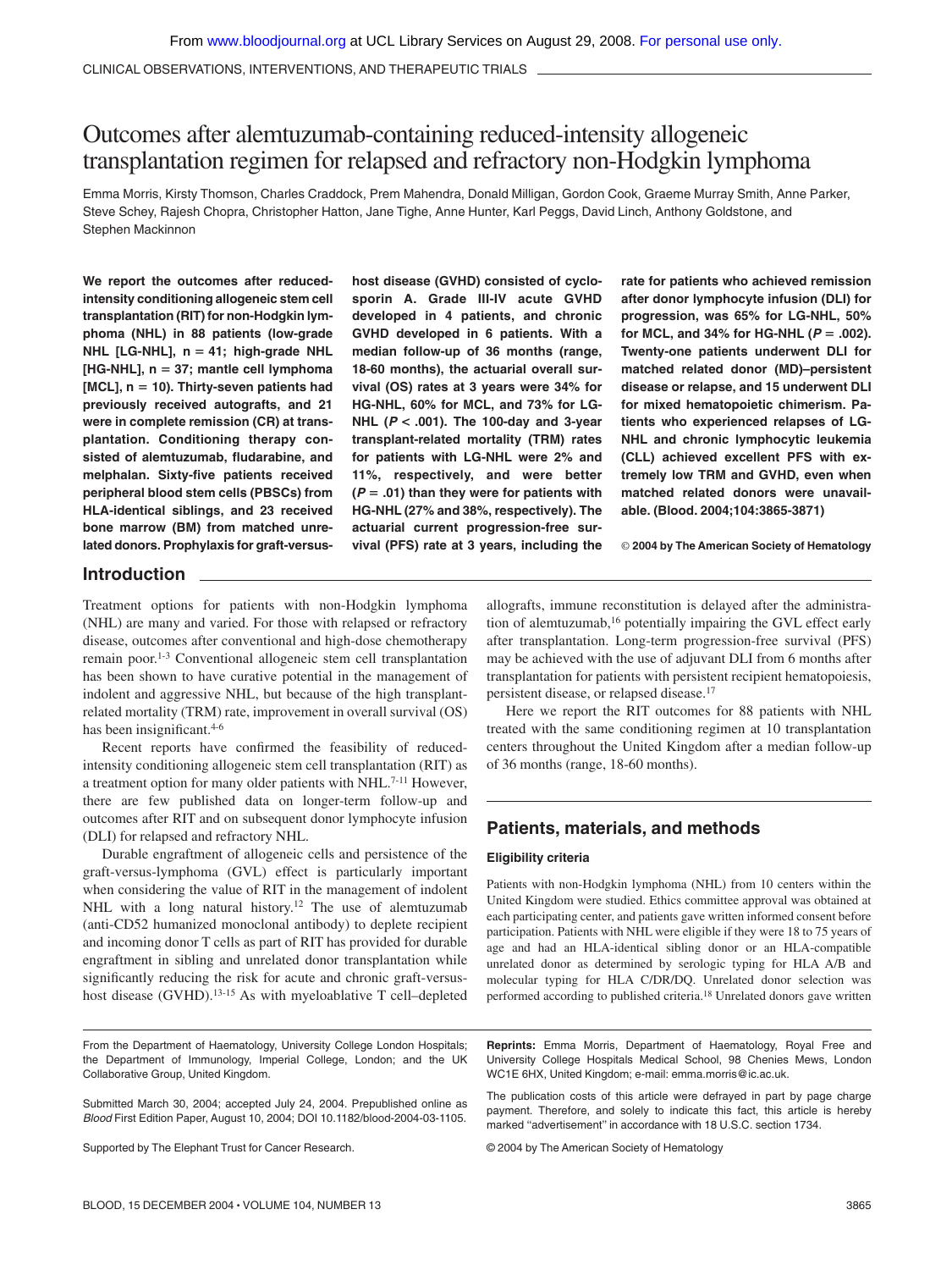CLINICAL OBSERVATIONS, INTERVENTIONS, AND THERAPEUTIC TRIALS

# Outcomes after alemtuzumab-containing reduced-intensity allogeneic transplantation regimen for relapsed and refractory non-Hodgkin lymphoma

Emma Morris, Kirsty Thomson, Charles Craddock, Prem Mahendra, Donald Milligan, Gordon Cook, Graeme Murray Smith, Anne Parker, Steve Schey, Rajesh Chopra, Christopher Hatton, Jane Tighe, Anne Hunter, Karl Peggs, David Linch, Anthony Goldstone, and Stephen Mackinnon

**We report the outcomes after reduced-intensity conditioning allogeneic stem cell transplantation (RIT) for non-Hodgkin lymphoma (NHL) in 88 patients (low-grade NHL [LG-NHL], n = 41; high-grade NHL [HG-NHL], n = 37; mantle cell lymphoma [MCL], n = 10). Thirty-seven patients had previously received autografts, and 21 were in complete remission (CR) at transplantation. Conditioning therapy consisted of alemtuzumab, fludarabine, and melphalan. Sixty-five patients received peripheral blood stem cells (PBSCs) from HLA-identical siblings, and 23 received bone marrow (BM) from matched unrelated donors. Prophylaxis for graft-versus-host disease (GVHD) consisted of cyclosporin A. Grade III-IV acute GVHD developed in 4 patients, and chronic GVHD developed in 6 patients. With a median follow-up of 36 months (range, 18-60 months), the actuarial overall survival (OS) rates at 3 years were 34% for HG-NHL, 60% for MCL, and 73% for LG-NHL ($P < .001$). The 100-day and 3-year transplant-related mortality (TRM) rates for patients with LG-NHL were 2% and 11%, respectively, and were better ($P = .01$) than they were for patients with HG-NHL (27% and 38%, respectively). The actuarial current progression-free survival (PFS) rate at 3 years, including the rate for patients who achieved remission after donor lymphocyte infusion (DLI) for progression, was 65% for LG-NHL, 50% for MCL, and 34% for HG-NHL ($P = .002$). Twenty-one patients underwent DLI for matched related donor (MD)–persistent disease or relapse, and 15 underwent DLI for mixed hematopoietic chimerism. Patients who experienced relapses of LG-NHL and chronic lymphocytic leukemia (CLL) achieved excellent PFS with extremely low TRM and GVHD, even when matched related donors were unavailable. (Blood. 2004;104:3865-3871)**

**© 2004 by The American Society of Hematology**

## Introduction

Treatment options for patients with non-Hodgkin lymphoma (NHL) are many and varied. For those with relapsed or refractory disease, outcomes after conventional and high-dose chemotherapy remain poor.[1-3] Conventional allogeneic stem cell transplantation has been shown to have curative potential in the management of indolent and aggressive NHL, but because of the high transplant-related mortality (TRM) rate, improvement in overall survival (OS) has been insignificant.[4-6]

Recent reports have confirmed the feasibility of reduced-intensity conditioning allogeneic stem cell transplantation (RIT) as a treatment option for many older patients with NHL.[7-11] However, there are few published data on longer-term follow-up and outcomes after RIT and on subsequent donor lymphocyte infusion (DLI) for relapsed and refractory NHL.

Durable engraftment of allogeneic cells and persistence of the graft-versus-lymphoma (GVL) effect is particularly important when considering the value of RIT in the management of indolent NHL with a long natural history.[12] The use of alemtuzumab (anti-CD52 humanized monoclonal antibody) to deplete recipient and incoming donor T cells as part of RIT has provided for durable engraftment in sibling and unrelated donor transplantation while significantly reducing the risk for acute and chronic graft-versus-host disease (GVHD).[13-15] As with myeloablative T cell–depleted allografts, immune reconstitution is delayed after the administration of alemtuzumab,[16] potentially impairing the GVL effect early after transplantation. Long-term progression-free survival (PFS) may be achieved with the use of adjuvant DLI from 6 months after transplantation for patients with persistent recipient hematopoiesis, persistent disease, or relapsed disease.[17]

Here we report the RIT outcomes for 88 patients with NHL treated with the same conditioning regimen at 10 transplantation centers throughout the United Kingdom after a median follow-up of 36 months (range, 18-60 months).

## Patients, materials, and methods

### Eligibility criteria

Patients with non-Hodgkin lymphoma (NHL) from 10 centers within the United Kingdom were studied. Ethics committee approval was obtained at each participating center, and patients gave written informed consent before participation. Patients with NHL were eligible if they were 18 to 75 years of age and had an HLA-identical sibling donor or an HLA-compatible unrelated donor as determined by serologic typing for HLA A/B and molecular typing for HLA C/DR/DQ. Unrelated donor selection was performed according to published criteria.[18] Unrelated donors gave written

From the Department of Haematology, University College London Hospitals; the Department of Immunology, Imperial College, London; and the UK Collaborative Group, United Kingdom.

Submitted March 30, 2004; accepted July 24, 2004. Prepublished online as *Blood* First Edition Paper, August 10, 2004; DOI 10.1182/blood-2004-03-1105.

Supported by The Elephant Trust for Cancer Research.

**Reprints:** Emma Morris, Department of Haematology, Royal Free and University College Hospitals Medical School, 98 Chenies Mews, London WC1E 6HX, United Kingdom; e-mail: emma.morris@ic.ac.uk.

The publication costs of this article were defrayed in part by page charge payment. Therefore, and solely to indicate this fact, this article is hereby marked "advertisement" in accordance with 18 U.S.C. section 1734.

© 2004 by The American Society of Hematology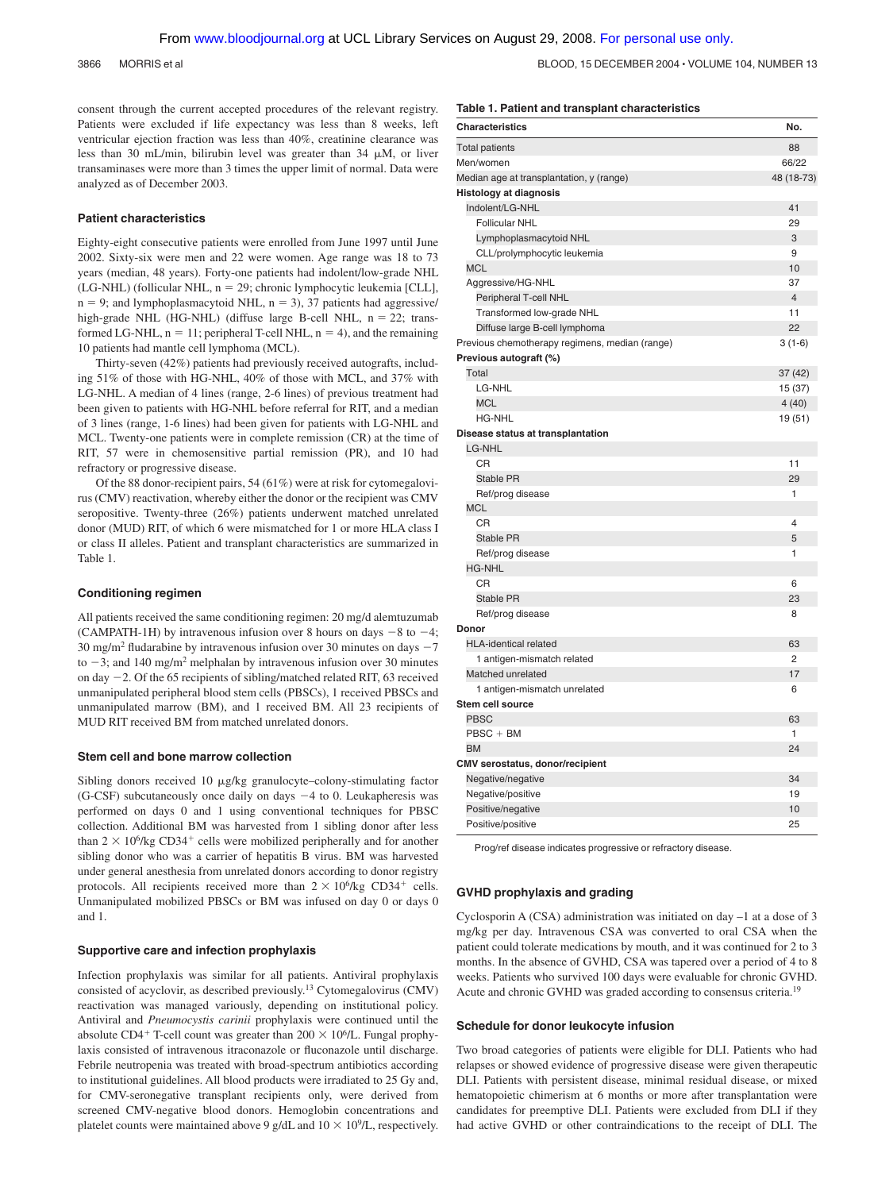consent through the current accepted procedures of the relevant registry. Patients were excluded if life expectancy was less than 8 weeks, left ventricular ejection fraction was less than 40%, creatinine clearance was less than 30 mL/min, bilirubin level was greater than 34 μM, or liver transaminases were more than 3 times the upper limit of normal. Data were analyzed as of December 2003.

### Patient characteristics

Eighty-eight consecutive patients were enrolled from June 1997 until June 2002. Sixty-six were men and 22 were women. Age range was 18 to 73 years (median, 48 years). Forty-one patients had indolent/low-grade NHL (LG-NHL) (follicular NHL, n = 29; chronic lymphocytic leukemia [CLL], n = 9; and lymphoplasmacytoid NHL, n = 3), 37 patients had aggressive/high-grade NHL (HG-NHL) (diffuse large B-cell NHL, n = 22; transformed LG-NHL, n = 11; peripheral T-cell NHL, n = 4), and the remaining 10 patients had mantle cell lymphoma (MCL).

Thirty-seven (42%) patients had previously received autografts, including 51% of those with HG-NHL, 40% of those with MCL, and 37% with LG-NHL. A median of 4 lines (range, 2-6 lines) of previous treatment had been given to patients with HG-NHL before referral for RIT, and a median of 3 lines (range, 1-6 lines) had been given for patients with LG-NHL and MCL. Twenty-one patients were in complete remission (CR) at the time of RIT, 57 were in chemosensitive partial remission (PR), and 10 had refractory or progressive disease.

Of the 88 donor-recipient pairs, 54 (61%) were at risk for cytomegalovirus (CMV) reactivation, whereby either the donor or the recipient was CMV seropositive. Twenty-three (26%) patients underwent matched unrelated donor (MUD) RIT, of which 6 were mismatched for 1 or more HLA class I or class II alleles. Patient and transplant characteristics are summarized in Table 1.

### Conditioning regimen

All patients received the same conditioning regimen: 20 mg/d alemtuzumab (CAMPATH-1H) by intravenous infusion over 8 hours on days −8 to −4; 30 mg/m$^2$ fludarabine by intravenous infusion over 30 minutes on days −7 to −3; and 140 mg/m$^2$ melphalan by intravenous infusion over 30 minutes on day −2. Of the 65 recipients of sibling/matched related RIT, 63 received unmanipulated peripheral blood stem cells (PBSCs), 1 received PBSCs and unmanipulated marrow (BM), and 1 received BM. All 23 recipients of MUD RIT received BM from matched unrelated donors.

### Stem cell and bone marrow collection

Sibling donors received 10 μg/kg granulocyte–colony-stimulating factor (G-CSF) subcutaneously once daily on days −4 to 0. Leukapheresis was performed on days 0 and 1 using conventional techniques for PBSC collection. Additional BM was harvested from 1 sibling donor after less than $2 \times 10^6$/kg CD34$^+$ cells were mobilized peripherally and for another sibling donor who was a carrier of hepatitis B virus. BM was harvested under general anesthesia from unrelated donors according to donor registry protocols. All recipients received more than $2 \times 10^6$/kg CD34$^+$ cells. Unmanipulated mobilized PBSCs or BM was infused on day 0 or days 0 and 1.

### Supportive care and infection prophylaxis

Infection prophylaxis was similar for all patients. Antiviral prophylaxis consisted of acyclovir, as described previously.[13] Cytomegalovirus (CMV) reactivation was managed variously, depending on institutional policy. Antiviral and *Pneumocystis carinii* prophylaxis were continued until the absolute CD4$^+$ T-cell count was greater than $200 \times 10^6$/L. Fungal prophylaxis consisted of intravenous itraconazole or fluconazole until discharge. Febrile neutropenia was treated with broad-spectrum antibiotics according to institutional guidelines. All blood products were irradiated to 25 Gy and, for CMV-seronegative transplant recipients only, were derived from screened CMV-negative blood donors. Hemoglobin concentrations and platelet counts were maintained above 9 g/dL and $10 \times 10^9$/L, respectively.

**Table 1. Patient and transplant characteristics**

| Characteristics | No. |
|---|---|
| Total patients | 88 |
| Men/women | 66/22 |
| Median age at transplantation, y (range) | 48 (18-73) |
| **Histology at diagnosis** | |
| Indolent/LG-NHL | 41 |
| Follicular NHL | 29 |
| Lymphoplasmacytoid NHL | 3 |
| CLL/prolymphocytic leukemia | 9 |
| MCL | 10 |
| Aggressive/HG-NHL | 37 |
| Peripheral T-cell NHL | 4 |
| Transformed low-grade NHL | 11 |
| Diffuse large B-cell lymphoma | 22 |
| Previous chemotherapy regimens, median (range) | 3 (1-6) |
| **Previous autograft (%)** | |
| Total | 37 (42) |
| LG-NHL | 15 (37) |
| MCL | 4 (40) |
| HG-NHL | 19 (51) |
| **Disease status at transplantation** | |
| LG-NHL | |
| CR | 11 |
| Stable PR | 29 |
| Ref/prog disease | 1 |
| MCL | |
| CR | 4 |
| Stable PR | 5 |
| Ref/prog disease | 1 |
| HG-NHL | |
| CR | 6 |
| Stable PR | 23 |
| Ref/prog disease | 8 |
| **Donor** | |
| HLA-identical related | 63 |
| 1 antigen-mismatch related | 2 |
| Matched unrelated | 17 |
| 1 antigen-mismatch unrelated | 6 |
| **Stem cell source** | |
| PBSC | 63 |
| PBSC + BM | 1 |
| BM | 24 |
| **CMV serostatus, donor/recipient** | |
| Negative/negative | 34 |
| Negative/positive | 19 |
| Positive/negative | 10 |
| Positive/positive | 25 |

Prog/ref disease indicates progressive or refractory disease.

### GVHD prophylaxis and grading

Cyclosporin A (CSA) administration was initiated on day –1 at a dose of 3 mg/kg per day. Intravenous CSA was converted to oral CSA when the patient could tolerate medications by mouth, and it was continued for 2 to 3 months. In the absence of GVHD, CSA was tapered over a period of 4 to 8 weeks. Patients who survived 100 days were evaluable for chronic GVHD. Acute and chronic GVHD was graded according to consensus criteria.[19]

### Schedule for donor leukocyte infusion

Two broad categories of patients were eligible for DLI. Patients who had relapses or showed evidence of progressive disease were given therapeutic DLI. Patients with persistent disease, minimal residual disease, or mixed hematopoietic chimerism at 6 months or more after transplantation were candidates for preemptive DLI. Patients were excluded from DLI if they had active GVHD or other contraindications to the receipt of DLI. The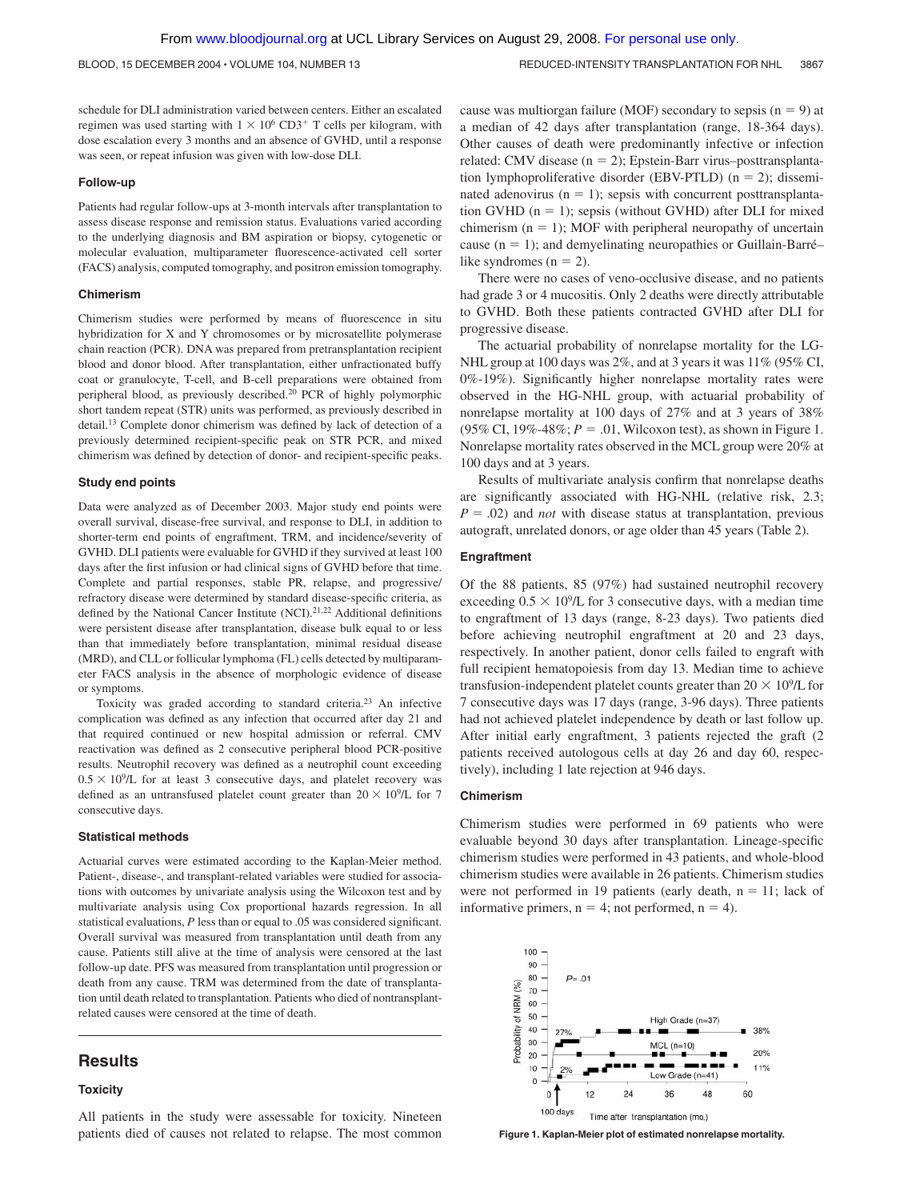schedule for DLI administration varied between centers. Either an escalated regimen was used starting with $1 \times 10^6$ $CD3^+$ T cells per kilogram, with dose escalation every 3 months and an absence of GVHD, until a response was seen, or repeat infusion was given with low-dose DLI.

### Follow-up

Patients had regular follow-ups at 3-month intervals after transplantation to assess disease response and remission status. Evaluations varied according to the underlying diagnosis and BM aspiration or biopsy, cytogenetic or molecular evaluation, multiparameter fluorescence-activated cell sorter (FACS) analysis, computed tomography, and positron emission tomography.

### Chimerism

Chimerism studies were performed by means of fluorescence in situ hybridization for X and Y chromosomes or by microsatellite polymerase chain reaction (PCR). DNA was prepared from pretransplantation recipient blood and donor blood. After transplantation, either unfractionated buffy coat or granulocyte, T-cell, and B-cell preparations were obtained from peripheral blood, as previously described.[20] PCR of highly polymorphic short tandem repeat (STR) units was performed, as previously described in detail.[13] Complete donor chimerism was defined by lack of detection of a previously determined recipient-specific peak on STR PCR, and mixed chimerism was defined by detection of donor- and recipient-specific peaks.

### Study end points

Data were analyzed as of December 2003. Major study end points were overall survival, disease-free survival, and response to DLI, in addition to shorter-term end points of engraftment, TRM, and incidence/severity of GVHD. DLI patients were evaluable for GVHD if they survived at least 100 days after the first infusion or had clinical signs of GVHD before that time. Complete and partial responses, stable PR, relapse, and progressive/refractory disease were determined by standard disease-specific criteria, as defined by the National Cancer Institute (NCI).[21,22] Additional definitions were persistent disease after transplantation, disease bulk equal to or less than that immediately before transplantation, minimal residual disease (MRD), and CLL or follicular lymphoma (FL) cells detected by multiparameter FACS analysis in the absence of morphologic evidence of disease or symptoms.

Toxicity was graded according to standard criteria.[23] An infective complication was defined as any infection that occurred after day 21 and that required continued or new hospital admission or referral. CMV reactivation was defined as 2 consecutive peripheral blood PCR-positive results. Neutrophil recovery was defined as a neutrophil count exceeding $0.5 \times 10^9$/L for at least 3 consecutive days, and platelet recovery was defined as an untransfused platelet count greater than $20 \times 10^9$/L for 7 consecutive days.

### Statistical methods

Actuarial curves were estimated according to the Kaplan-Meier method. Patient-, disease-, and transplant-related variables were studied for associations with outcomes by univariate analysis using the Wilcoxon test and by multivariate analysis using Cox proportional hazards regression. In all statistical evaluations, *P* less than or equal to .05 was considered significant. Overall survival was measured from transplantation until death from any cause. Patients still alive at the time of analysis were censored at the last follow-up date. PFS was measured from transplantation until progression or death from any cause. TRM was determined from the date of transplantation until death related to transplantation. Patients who died of nontransplant-related causes were censored at the time of death.

## Results

### Toxicity

All patients in the study were assessable for toxicity. Nineteen patients died of causes not related to relapse. The most common cause was multiorgan failure (MOF) secondary to sepsis (n = 9) at a median of 42 days after transplantation (range, 18-364 days). Other causes of death were predominantly infective or infection related: CMV disease (n = 2); Epstein-Barr virus–posttransplantation lymphoproliferative disorder (EBV-PTLD) (n = 2); disseminated adenovirus (n = 1); sepsis with concurrent posttransplantation GVHD (n = 1); sepsis (without GVHD) after DLI for mixed chimerism (n = 1); MOF with peripheral neuropathy of uncertain cause (n = 1); and demyelinating neuropathies or Guillain-Barré–like syndromes (n = 2).

There were no cases of veno-occlusive disease, and no patients had grade 3 or 4 mucositis. Only 2 deaths were directly attributable to GVHD. Both these patients contracted GVHD after DLI for progressive disease.

The actuarial probability of nonrelapse mortality for the LG-NHL group at 100 days was 2%, and at 3 years it was 11% (95% CI, 0%-19%). Significantly higher nonrelapse mortality rates were observed in the HG-NHL group, with actuarial probability of nonrelapse mortality at 100 days of 27% and at 3 years of 38% (95% CI, 19%-48%; $P = .01$, Wilcoxon test), as shown in Figure 1. Nonrelapse mortality rates observed in the MCL group were 20% at 100 days and at 3 years.

Results of multivariate analysis confirm that nonrelapse deaths are significantly associated with HG-NHL (relative risk, 2.3; $P = .02$) and *not* with disease status at transplantation, previous autograft, unrelated donors, or age older than 45 years (Table 2).

### Engraftment

Of the 88 patients, 85 (97%) had sustained neutrophil recovery exceeding $0.5 \times 10^9$/L for 3 consecutive days, with a median time to engraftment of 13 days (range, 8-23 days). Two patients died before achieving neutrophil engraftment at 20 and 23 days, respectively. In another patient, donor cells failed to engraft with full recipient hematopoiesis from day 13. Median time to achieve transfusion-independent platelet counts greater than $20 \times 10^9$/L for 7 consecutive days was 17 days (range, 3-96 days). Three patients had not achieved platelet independence by death or last follow up. After initial early engraftment, 3 patients rejected the graft (2 patients received autologous cells at day 26 and day 60, respectively), including 1 late rejection at 946 days.

### Chimerism

Chimerism studies were performed in 69 patients who were evaluable beyond 30 days after transplantation. Lineage-specific chimerism studies were performed in 43 patients, and whole-blood chimerism studies were available in 26 patients. Chimerism studies were not performed in 19 patients (early death, n = 11; lack of informative primers, n = 4; not performed, n = 4).

**Figure 1. Kaplan-Meier plot of estimated nonrelapse mortality.**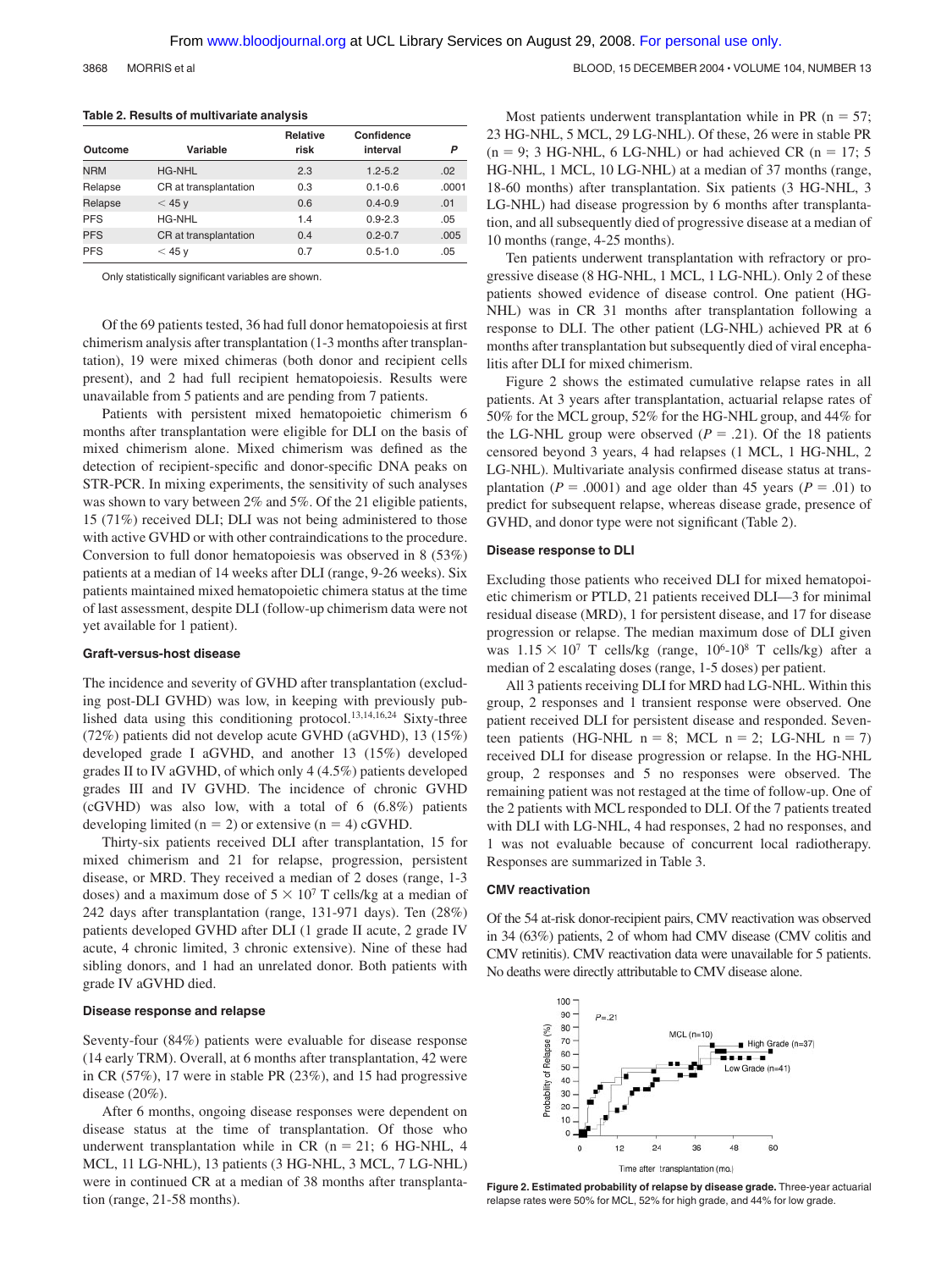**Table 2. Results of multivariate analysis**

| Outcome | Variable | Relative risk | Confidence interval | P |
|---|---|---|---|---|
| NRM | HG-NHL | 2.3 | 1.2-5.2 | .02 |
| Relapse | CR at transplantation | 0.3 | 0.1-0.6 | .0001 |
| Relapse | < 45 y | 0.6 | 0.4-0.9 | .01 |
| PFS | HG-NHL | 1.4 | 0.9-2.3 | .05 |
| PFS | CR at transplantation | 0.4 | 0.2-0.7 | .005 |
| PFS | < 45 y | 0.7 | 0.5-1.0 | .05 |

Only statistically significant variables are shown.

Of the 69 patients tested, 36 had full donor hematopoiesis at first chimerism analysis after transplantation (1-3 months after transplantation), 19 were mixed chimeras (both donor and recipient cells present), and 2 had full recipient hematopoiesis. Results were unavailable from 5 patients and are pending from 7 patients.

Patients with persistent mixed hematopoietic chimerism 6 months after transplantation were eligible for DLI on the basis of mixed chimerism alone. Mixed chimerism was defined as the detection of recipient-specific and donor-specific DNA peaks on STR-PCR. In mixing experiments, the sensitivity of such analyses was shown to vary between 2% and 5%. Of the 21 eligible patients, 15 (71%) received DLI; DLI was not being administered to those with active GVHD or with other contraindications to the procedure. Conversion to full donor hematopoiesis was observed in 8 (53%) patients at a median of 14 weeks after DLI (range, 9-26 weeks). Six patients maintained mixed hematopoietic chimera status at the time of last assessment, despite DLI (follow-up chimerism data were not yet available for 1 patient).

### Graft-versus-host disease

The incidence and severity of GVHD after transplantation (excluding post-DLI GVHD) was low, in keeping with previously published data using this conditioning protocol.[13,14,16,24] Sixty-three (72%) patients did not develop acute GVHD (aGVHD), 13 (15%) developed grade I aGVHD, and another 13 (15%) developed grades II to IV aGVHD, of which only 4 (4.5%) patients developed grades III and IV GVHD. The incidence of chronic GVHD (cGVHD) was also low, with a total of 6 (6.8%) patients developing limited (n = 2) or extensive (n = 4) cGVHD.

Thirty-six patients received DLI after transplantation, 15 for mixed chimerism and 21 for relapse, progression, persistent disease, or MRD. They received a median of 2 doses (range, 1-3 doses) and a maximum dose of $5 \times 10^7$ T cells/kg at a median of 242 days after transplantation (range, 131-971 days). Ten (28%) patients developed GVHD after DLI (1 grade II acute, 2 grade IV acute, 4 chronic limited, 3 chronic extensive). Nine of these had sibling donors, and 1 had an unrelated donor. Both patients with grade IV aGVHD died.

### Disease response and relapse

Seventy-four (84%) patients were evaluable for disease response (14 early TRM). Overall, at 6 months after transplantation, 42 were in CR (57%), 17 were in stable PR (23%), and 15 had progressive disease (20%).

After 6 months, ongoing disease responses were dependent on disease status at the time of transplantation. Of those who underwent transplantation while in CR (n = 21; 6 HG-NHL, 4 MCL, 11 LG-NHL), 13 patients (3 HG-NHL, 3 MCL, 7 LG-NHL) were in continued CR at a median of 38 months after transplantation (range, 21-58 months).

Most patients underwent transplantation while in PR (n = 57; 23 HG-NHL, 5 MCL, 29 LG-NHL). Of these, 26 were in stable PR (n = 9; 3 HG-NHL, 6 LG-NHL) or had achieved CR (n = 17; 5 HG-NHL, 1 MCL, 10 LG-NHL) at a median of 37 months (range, 18-60 months) after transplantation. Six patients (3 HG-NHL, 3 LG-NHL) had disease progression by 6 months after transplantation, and all subsequently died of progressive disease at a median of 10 months (range, 4-25 months).

Ten patients underwent transplantation with refractory or progressive disease (8 HG-NHL, 1 MCL, 1 LG-NHL). Only 2 of these patients showed evidence of disease control. One patient (HG-NHL) was in CR 31 months after transplantation following a response to DLI. The other patient (LG-NHL) achieved PR at 6 months after transplantation but subsequently died of viral encephalitis after DLI for mixed chimerism.

Figure 2 shows the estimated cumulative relapse rates in all patients. At 3 years after transplantation, actuarial relapse rates of 50% for the MCL group, 52% for the HG-NHL group, and 44% for the LG-NHL group were observed ($P = .21$). Of the 18 patients censored beyond 3 years, 4 had relapses (1 MCL, 1 HG-NHL, 2 LG-NHL). Multivariate analysis confirmed disease status at transplantation ($P = .0001$) and age older than 45 years ($P = .01$) to predict for subsequent relapse, whereas disease grade, presence of GVHD, and donor type were not significant (Table 2).

### Disease response to DLI

Excluding those patients who received DLI for mixed hematopoietic chimerism or PTLD, 21 patients received DLI—3 for minimal residual disease (MRD), 1 for persistent disease, and 17 for disease progression or relapse. The median maximum dose of DLI given was $1.15 \times 10^7$ T cells/kg (range, $10^6$-$10^8$ T cells/kg) after a median of 2 escalating doses (range, 1-5 doses) per patient.

All 3 patients receiving DLI for MRD had LG-NHL. Within this group, 2 responses and 1 transient response were observed. One patient received DLI for persistent disease and responded. Seventeen patients (HG-NHL n = 8; MCL n = 2; LG-NHL n = 7) received DLI for disease progression or relapse. In the HG-NHL group, 2 responses and 5 no responses were observed. The remaining patient was not restaged at the time of follow-up. One of the 2 patients with MCL responded to DLI. Of the 7 patients treated with DLI with LG-NHL, 4 had responses, 2 had no responses, and 1 was not evaluable because of concurrent local radiotherapy. Responses are summarized in Table 3.

### CMV reactivation

Of the 54 at-risk donor-recipient pairs, CMV reactivation was observed in 34 (63%) patients, 2 of whom had CMV disease (CMV colitis and CMV retinitis). CMV reactivation data were unavailable for 5 patients. No deaths were directly attributable to CMV disease alone.

**Figure 2. Estimated probability of relapse by disease grade.** Three-year actuarial relapse rates were 50% for MCL, 52% for high grade, and 44% for low grade.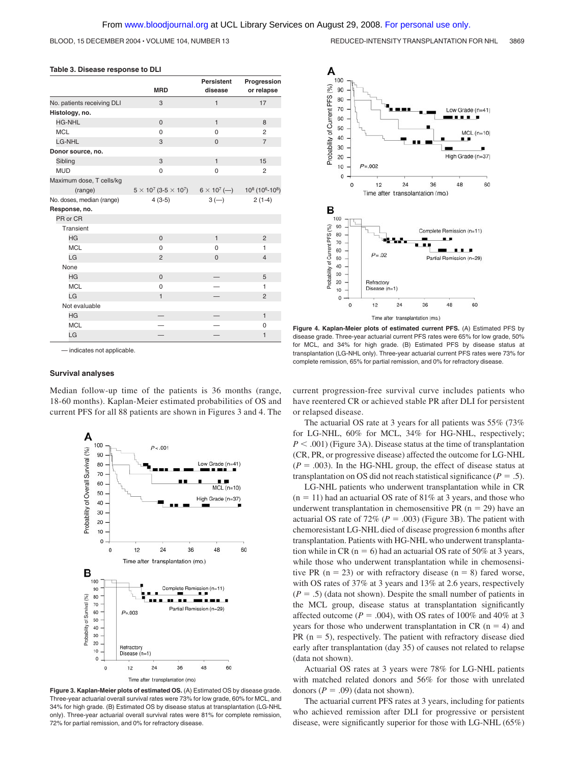**Table 3. Disease response to DLI**

| | MRD | Persistent disease | Progression or relapse |
|---|---|---|---|
| No. patients receiving DLI | 3 | 1 | 17 |
| **Histology, no.** | | | |
| HG-NHL | 0 | 1 | 8 |
| MCL | 0 | 0 | 2 |
| LG-NHL | 3 | 0 | 7 |
| **Donor source, no.** | | | |
| Sibling | 3 | 1 | 15 |
| MUD | 0 | 0 | 2 |
| Maximum dose, T cells/kg (range) | $5 \times 10^7$ ($3\text{-}5 \times 10^7$) | $6 \times 10^7$ (—) | $10^8$ ($10^6\text{-}10^8$) |
| No. doses, median (range) | 4 (3-5) | 3 (—) | 2 (1-4) |
| **Response, no.** | | | |
| PR or CR | | | |
| Transient | | | |
| HG | 0 | 1 | 2 |
| MCL | 0 | 0 | 1 |
| LG | 2 | 0 | 4 |
| None | | | |
| HG | 0 | — | 5 |
| MCL | 0 | — | 1 |
| LG | 1 | — | 2 |
| Not evaluable | | | |
| HG | — | — | 1 |
| MCL | — | — | 0 |
| LG | — | — | 1 |

— indicates not applicable.

### Survival analyses

Median follow-up time of the patients is 36 months (range, 18-60 months). Kaplan-Meier estimated probabilities of OS and current PFS for all 88 patients are shown in Figures 3 and 4. The current progression-free survival curve includes patients who have reentered CR or achieved stable PR after DLI for persistent or relapsed disease.

**Figure 3. Kaplan-Meier plots of estimated OS.** (A) Estimated OS by disease grade. Three-year actuarial overall survival rates were 73% for low grade, 60% for MCL, and 34% for high grade. (B) Estimated OS by disease status at transplantation (LG-NHL only). Three-year actuarial overall survival rates were 81% for complete remission, 72% for partial remission, and 0% for refractory disease.

**Figure 4. Kaplan-Meier plots of estimated current PFS.** (A) Estimated PFS by disease grade. Three-year actuarial current PFS rates were 65% for low grade, 50% for MCL, and 34% for high grade. (B) Estimated PFS by disease status at transplantation (LG-NHL only). Three-year actuarial current PFS rates were 73% for complete remission, 65% for partial remission, and 0% for refractory disease.

The actuarial OS rate at 3 years for all patients was 55% (73% for LG-NHL, 60% for MCL, 34% for HG-NHL, respectively; $P < .001$) (Figure 3A). Disease status at the time of transplantation (CR, PR, or progressive disease) affected the outcome for LG-NHL ($P = .003$). In the HG-NHL group, the effect of disease status at transplantation on OS did not reach statistical significance ($P = .5$).

LG-NHL patients who underwent transplantation while in CR (n = 11) had an actuarial OS rate of 81% at 3 years, and those who underwent transplantation in chemosensitive PR (n = 29) have an actuarial OS rate of 72% ($P = .003$) (Figure 3B). The patient with chemoresistant LG-NHL died of disease progression 6 months after transplantation. Patients with HG-NHL who underwent transplantation while in CR (n = 6) had an actuarial OS rate of 50% at 3 years, while those who underwent transplantation while in chemosensitive PR (n = 23) or with refractory disease (n = 8) fared worse, with OS rates of 37% at 3 years and 13% at 2.6 years, respectively ($P = .5$) (data not shown). Despite the small number of patients in the MCL group, disease status at transplantation significantly affected outcome ($P = .004$), with OS rates of 100% and 40% at 3 years for those who underwent transplantation in CR (n = 4) and PR (n = 5), respectively. The patient with refractory disease died early after transplantation (day 35) of causes not related to relapse (data not shown).

Actuarial OS rates at 3 years were 78% for LG-NHL patients with matched related donors and 56% for those with unrelated donors ($P = .09$) (data not shown).

The actuarial current PFS rates at 3 years, including for patients who achieved remission after DLI for progressive or persistent disease, were significantly superior for those with LG-NHL (65%)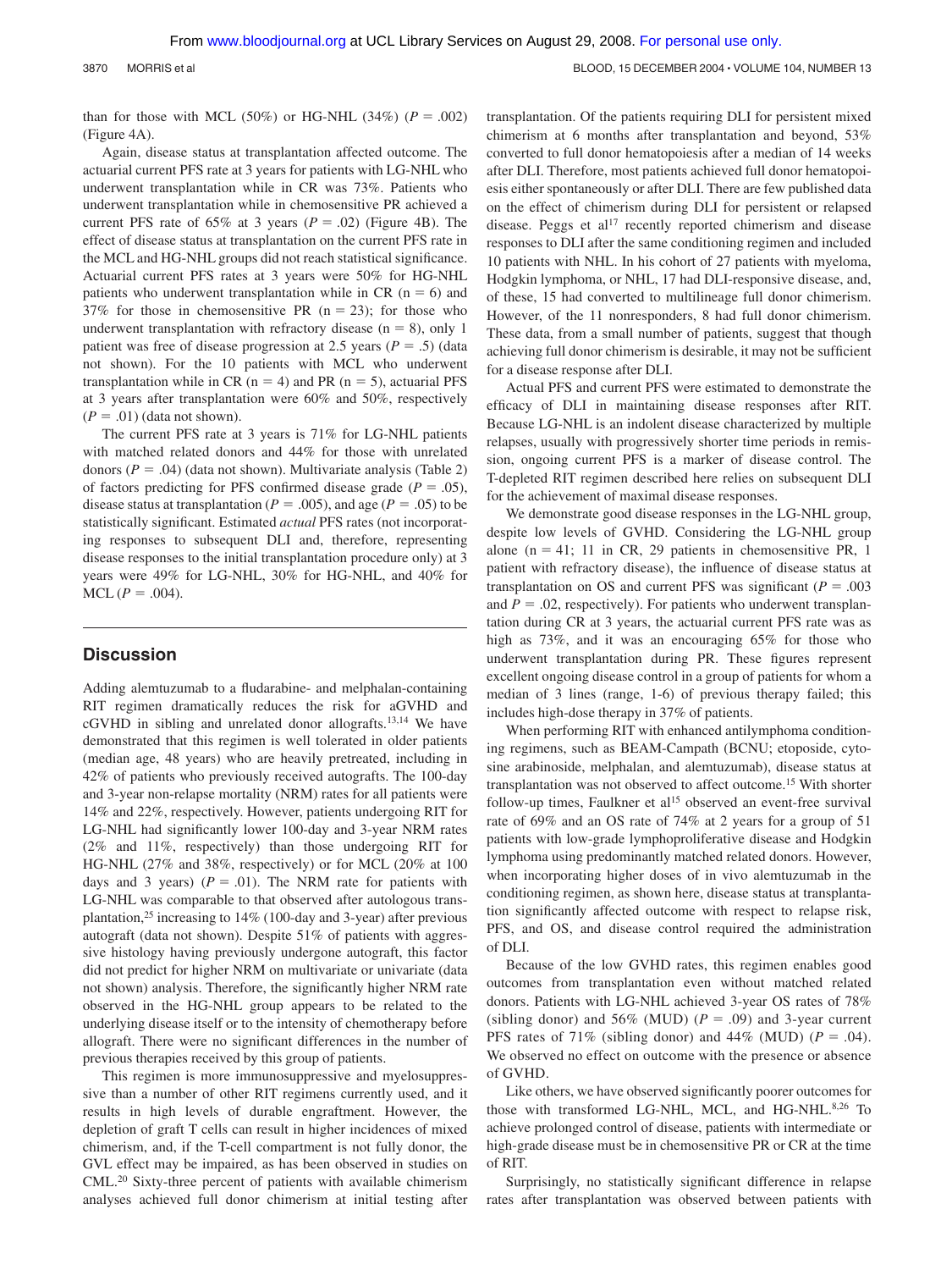than for those with MCL (50%) or HG-NHL (34%) ($P = .002$) (Figure 4A).

Again, disease status at transplantation affected outcome. The actuarial current PFS rate at 3 years for patients with LG-NHL who underwent transplantation while in CR was 73%. Patients who underwent transplantation while in chemosensitive PR achieved a current PFS rate of 65% at 3 years ($P = .02$) (Figure 4B). The effect of disease status at transplantation on the current PFS rate in the MCL and HG-NHL groups did not reach statistical significance. Actuarial current PFS rates at 3 years were 50% for HG-NHL patients who underwent transplantation while in CR ($n = 6$) and 37% for those in chemosensitive PR ($n = 23$); for those who underwent transplantation with refractory disease ($n = 8$), only 1 patient was free of disease progression at 2.5 years ($P = .5$) (data not shown). For the 10 patients with MCL who underwent transplantation while in CR ($n = 4$) and PR ($n = 5$), actuarial PFS at 3 years after transplantation were 60% and 50%, respectively ($P = .01$) (data not shown).

The current PFS rate at 3 years is 71% for LG-NHL patients with matched related donors and 44% for those with unrelated donors ($P = .04$) (data not shown). Multivariate analysis (Table 2) of factors predicting for PFS confirmed disease grade ($P = .05$), disease status at transplantation ($P = .005$), and age ($P = .05$) to be statistically significant. Estimated *actual* PFS rates (not incorporating responses to subsequent DLI and, therefore, representing disease responses to the initial transplantation procedure only) at 3 years were 49% for LG-NHL, 30% for HG-NHL, and 40% for MCL ($P = .004$).

## Discussion

Adding alemtuzumab to a fludarabine- and melphalan-containing RIT regimen dramatically reduces the risk for aGVHD and cGVHD in sibling and unrelated donor allografts.[13,14] We have demonstrated that this regimen is well tolerated in older patients (median age, 48 years) who are heavily pretreated, including in 42% of patients who previously received autografts. The 100-day and 3-year non-relapse mortality (NRM) rates for all patients were 14% and 22%, respectively. However, patients undergoing RIT for LG-NHL had significantly lower 100-day and 3-year NRM rates (2% and 11%, respectively) than those undergoing RIT for HG-NHL (27% and 38%, respectively) or for MCL (20% at 100 days and 3 years) ($P = .01$). The NRM rate for patients with LG-NHL was comparable to that observed after autologous transplantation,[25] increasing to 14% (100-day and 3-year) after previous autograft (data not shown). Despite 51% of patients with aggressive histology having previously undergone autograft, this factor did not predict for higher NRM on multivariate or univariate (data not shown) analysis. Therefore, the significantly higher NRM rate observed in the HG-NHL group appears to be related to the underlying disease itself or to the intensity of chemotherapy before allograft. There were no significant differences in the number of previous therapies received by this group of patients.

This regimen is more immunosuppressive and myelosuppressive than a number of other RIT regimens currently used, and it results in high levels of durable engraftment. However, the depletion of graft T cells can result in higher incidences of mixed chimerism, and, if the T-cell compartment is not fully donor, the GVL effect may be impaired, as has been observed in studies on CML.[20] Sixty-three percent of patients with available chimerism analyses achieved full donor chimerism at initial testing after transplantation. Of the patients requiring DLI for persistent mixed chimerism at 6 months after transplantation and beyond, 53% converted to full donor hematopoiesis after a median of 14 weeks after DLI. Therefore, most patients achieved full donor hematopoiesis either spontaneously or after DLI. There are few published data on the effect of chimerism during DLI for persistent or relapsed disease. Peggs et al[17] recently reported chimerism and disease responses to DLI after the same conditioning regimen and included 10 patients with NHL. In his cohort of 27 patients with myeloma, Hodgkin lymphoma, or NHL, 17 had DLI-responsive disease, and, of these, 15 had converted to multilineage full donor chimerism. However, of the 11 nonresponders, 8 had full donor chimerism. These data, from a small number of patients, suggest that though achieving full donor chimerism is desirable, it may not be sufficient for a disease response after DLI.

Actual PFS and current PFS were estimated to demonstrate the efficacy of DLI in maintaining disease responses after RIT. Because LG-NHL is an indolent disease characterized by multiple relapses, usually with progressively shorter time periods in remission, ongoing current PFS is a marker of disease control. The T-depleted RIT regimen described here relies on subsequent DLI for the achievement of maximal disease responses.

We demonstrate good disease responses in the LG-NHL group, despite low levels of GVHD. Considering the LG-NHL group alone ($n = 41$; 11 in CR, 29 patients in chemosensitive PR, 1 patient with refractory disease), the influence of disease status at transplantation on OS and current PFS was significant ($P = .003$ and $P = .02$, respectively). For patients who underwent transplantation during CR at 3 years, the actuarial current PFS rate was as high as 73%, and it was an encouraging 65% for those who underwent transplantation during PR. These figures represent excellent ongoing disease control in a group of patients for whom a median of 3 lines (range, 1-6) of previous therapy failed; this includes high-dose therapy in 37% of patients.

When performing RIT with enhanced antilymphoma conditioning regimens, such as BEAM-Campath (BCNU; etoposide, cytosine arabinoside, melphalan, and alemtuzumab), disease status at transplantation was not observed to affect outcome.[15] With shorter follow-up times, Faulkner et al[15] observed an event-free survival rate of 69% and an OS rate of 74% at 2 years for a group of 51 patients with low-grade lymphoproliferative disease and Hodgkin lymphoma using predominantly matched related donors. However, when incorporating higher doses of in vivo alemtuzumab in the conditioning regimen, as shown here, disease status at transplantation significantly affected outcome with respect to relapse risk, PFS, and OS, and disease control required the administration of DLI.

Because of the low GVHD rates, this regimen enables good outcomes from transplantation even without matched related donors. Patients with LG-NHL achieved 3-year OS rates of 78% (sibling donor) and 56% (MUD) ($P = .09$) and 3-year current PFS rates of 71% (sibling donor) and 44% (MUD) ($P = .04$). We observed no effect on outcome with the presence or absence of GVHD.

Like others, we have observed significantly poorer outcomes for those with transformed LG-NHL, MCL, and HG-NHL.[8,26] To achieve prolonged control of disease, patients with intermediate or high-grade disease must be in chemosensitive PR or CR at the time of RIT.

Surprisingly, no statistically significant difference in relapse rates after transplantation was observed between patients with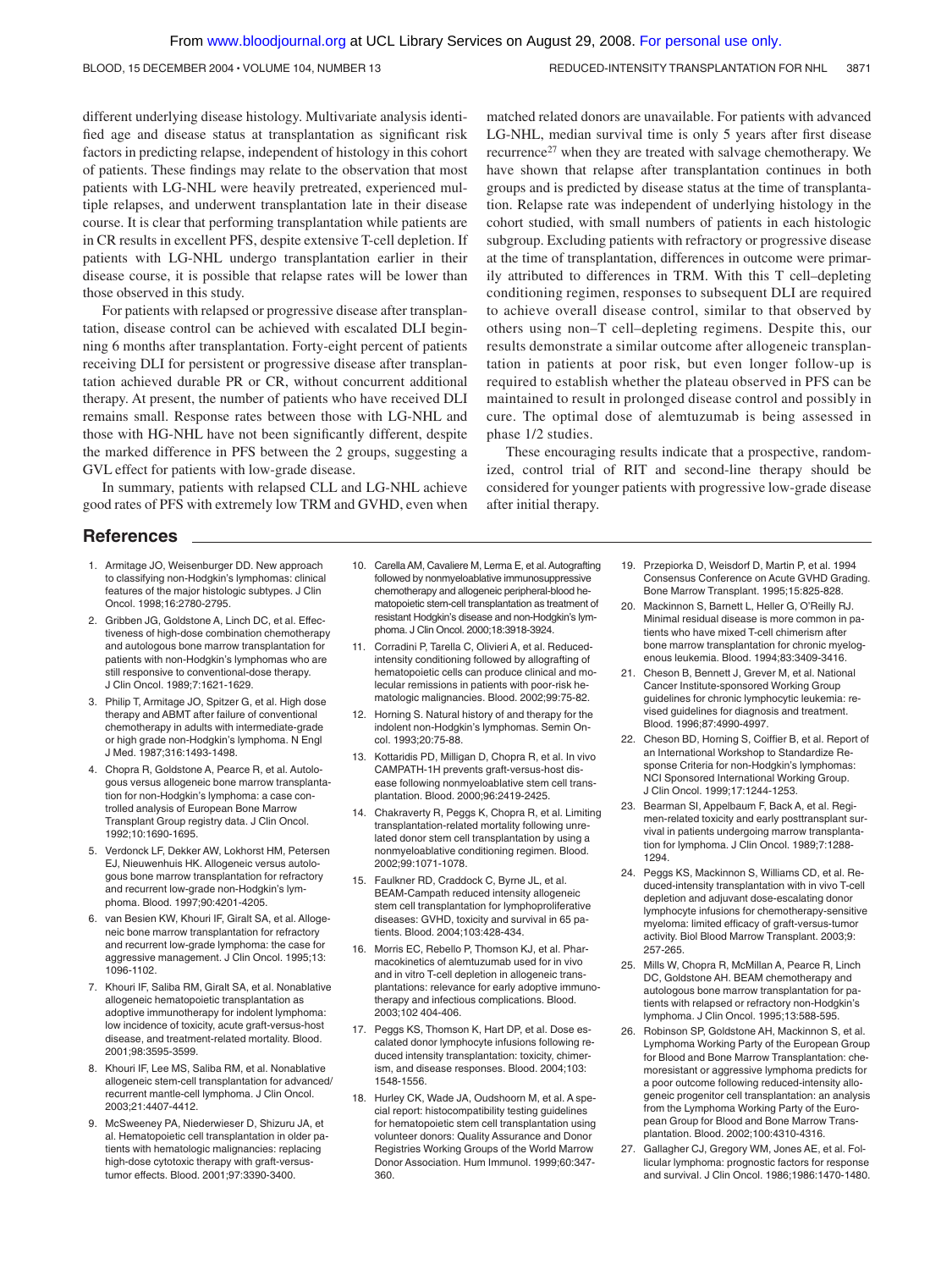different underlying disease histology. Multivariate analysis identified age and disease status at transplantation as significant risk factors in predicting relapse, independent of histology in this cohort of patients. These findings may relate to the observation that most patients with LG-NHL were heavily pretreated, experienced multiple relapses, and underwent transplantation late in their disease course. It is clear that performing transplantation while patients are in CR results in excellent PFS, despite extensive T-cell depletion. If patients with LG-NHL undergo transplantation earlier in their disease course, it is possible that relapse rates will be lower than those observed in this study.

For patients with relapsed or progressive disease after transplantation, disease control can be achieved with escalated DLI beginning 6 months after transplantation. Forty-eight percent of patients receiving DLI for persistent or progressive disease after transplantation achieved durable PR or CR, without concurrent additional therapy. At present, the number of patients who have received DLI remains small. Response rates between those with LG-NHL and those with HG-NHL have not been significantly different, despite the marked difference in PFS between the 2 groups, suggesting a GVL effect for patients with low-grade disease.

In summary, patients with relapsed CLL and LG-NHL achieve good rates of PFS with extremely low TRM and GVHD, even when matched related donors are unavailable. For patients with advanced LG-NHL, median survival time is only 5 years after first disease recurrence[27] when they are treated with salvage chemotherapy. We have shown that relapse after transplantation continues in both groups and is predicted by disease status at the time of transplantation. Relapse rate was independent of underlying histology in the cohort studied, with small numbers of patients in each histologic subgroup. Excluding patients with refractory or progressive disease at the time of transplantation, differences in outcome were primarily attributed to differences in TRM. With this T cell–depleting conditioning regimen, responses to subsequent DLI are required to achieve overall disease control, similar to that observed by others using non–T cell–depleting regimens. Despite this, our results demonstrate a similar outcome after allogeneic transplantation in patients at poor risk, but even longer follow-up is required to establish whether the plateau observed in PFS can be maintained to result in prolonged disease control and possibly in cure. The optimal dose of alemtuzumab is being assessed in phase 1/2 studies.

These encouraging results indicate that a prospective, randomized, control trial of RIT and second-line therapy should be considered for younger patients with progressive low-grade disease after initial therapy.

## References

1. Armitage JO, Weisenburger DD. New approach to classifying non-Hodgkin's lymphomas: clinical features of the major histologic subtypes. J Clin Oncol. 1998;16:2780-2795.
2. Gribben JG, Goldstone A, Linch DC, et al. Effectiveness of high-dose combination chemotherapy and autologous bone marrow transplantation for patients with non-Hodgkin's lymphomas who are still responsive to conventional-dose therapy. J Clin Oncol. 1989;7:1621-1629.
3. Philip T, Armitage JO, Spitzer G, et al. High dose therapy and ABMT after failure of conventional chemotherapy in adults with intermediate-grade or high grade non-Hodgkin's lymphoma. N Engl J Med. 1987;316:1493-1498.
4. Chopra R, Goldstone A, Pearce R, et al. Autologous versus allogeneic bone marrow transplantation for non-Hodgkin's lymphoma: a case controlled analysis of European Bone Marrow Transplant Group registry data. J Clin Oncol. 1992;10:1690-1695.
5. Verdonck LF, Dekker AW, Lokhorst HM, Petersen EJ, Nieuwenhuis HK. Allogeneic versus autologous bone marrow transplantation for refractory and recurrent low-grade non-Hodgkin's lymphoma. Blood. 1997;90:4201-4205.
6. van Besien KW, Khouri IF, Giralt SA, et al. Allogeneic bone marrow transplantation for refractory and recurrent low-grade lymphoma: the case for aggressive management. J Clin Oncol. 1995;13:1096-1102.
7. Khouri IF, Saliba RM, Giralt SA, et al. Nonablative allogeneic hematopoietic transplantation as adoptive immunotherapy for indolent lymphoma: low incidence of toxicity, acute graft-versus-host disease, and treatment-related mortality. Blood. 2001;98:3595-3599.
8. Khouri IF, Lee MS, Saliba RM, et al. Nonablative allogeneic stem-cell transplantation for advanced/recurrent mantle-cell lymphoma. J Clin Oncol. 2003;21:4407-4412.
9. McSweeney PA, Niederwieser D, Shizuru JA, et al. Hematopoietic cell transplantation in older patients with hematologic malignancies: replacing high-dose cytotoxic therapy with graft-versus-tumor effects. Blood. 2001;97:3390-3400.
10. Carella AM, Cavaliere M, Lerma E, et al. Autografting followed by nonmyeloablative immunosuppressive chemotherapy and allogeneic peripheral-blood hematopoietic stem-cell transplantation as treatment of resistant Hodgkin's disease and non-Hodgkin's lymphoma. J Clin Oncol. 2000;18:3918-3924.
11. Corradini P, Tarella C, Olivieri A, et al. Reduced-intensity conditioning followed by allografting of hematopoietic cells can produce clinical and molecular remissions in patients with poor-risk hematologic malignancies. Blood. 2002;99:75-82.
12. Horning S. Natural history of and therapy for the indolent non-Hodgkin's lymphomas. Semin Oncol. 1993;20:75-88.
13. Kottaridis PD, Milligan D, Chopra R, et al. In vivo CAMPATH-1H prevents graft-versus-host disease following nonmyeloablative stem cell transplantation. Blood. 2000;96:2419-2425.
14. Chakraverty R, Peggs K, Chopra R, et al. Limiting transplantation-related mortality following unrelated donor stem cell transplantation by using a nonmyeloablative conditioning regimen. Blood. 2002;99:1071-1078.
15. Faulkner RD, Craddock C, Byrne JL, et al. BEAM-Campath reduced intensity allogeneic stem cell transplantation for lymphoproliferative diseases: GVHD, toxicity and survival in 65 patients. Blood. 2004;103:428-434.
16. Morris EC, Rebello P, Thomson KJ, et al. Pharmacokinetics of alemtuzumab used for in vivo and in vitro T-cell depletion in allogeneic transplantations: relevance for early adoptive immunotherapy and infectious complications. Blood. 2003;102 404-406.
17. Peggs KS, Thomson K, Hart DP, et al. Dose escalated donor lymphocyte infusions following reduced intensity transplantation: toxicity, chimerism, and disease responses. Blood. 2004;103:1548-1556.
18. Hurley CK, Wade JA, Oudshoorn M, et al. A special report: histocompatibility testing guidelines for hematopoietic stem cell transplantation using volunteer donors: Quality Assurance and Donor Registries Working Groups of the World Marrow Donor Association. Hum Immunol. 1999;60:347-360.
19. Przepiorka D, Weisdorf D, Martin P, et al. 1994 Consensus Conference on Acute GVHD Grading. Bone Marrow Transplant. 1995;15:825-828.
20. Mackinnon S, Barnett L, Heller G, O'Reilly RJ. Minimal residual disease is more common in patients who have mixed T-cell chimerism after bone marrow transplantation for chronic myelogenous leukemia. Blood. 1994;83:3409-3416.
21. Cheson B, Bennett J, Grever M, et al. National Cancer Institute-sponsored Working Group guidelines for chronic lymphocytic leukemia: revised guidelines for diagnosis and treatment. Blood. 1996;87:4990-4997.
22. Cheson BD, Horning S, Coiffier B, et al. Report of an International Workshop to Standardize Response Criteria for non-Hodgkin's lymphomas: NCI Sponsored International Working Group. J Clin Oncol. 1999;17:1244-1253.
23. Bearman SI, Appelbaum F, Back A, et al. Regimen-related toxicity and early posttransplant survival in patients undergoing marrow transplantation for lymphoma. J Clin Oncol. 1989;7:1288-1294.
24. Peggs KS, Mackinnon S, Williams CD, et al. Reduced-intensity transplantation with in vivo T-cell depletion and adjuvant dose-escalating donor lymphocyte infusions for chemotherapy-sensitive myeloma: limited efficacy of graft-versus-tumor activity. Biol Blood Marrow Transplant. 2003;9:257-265.
25. Mills W, Chopra R, McMillan A, Pearce R, Linch DC, Goldstone AH. BEAM chemotherapy and autologous bone marrow transplantation for patients with relapsed or refractory non-Hodgkin's lymphoma. J Clin Oncol. 1995;13:588-595.
26. Robinson SP, Goldstone AH, Mackinnon S, et al. Lymphoma Working Party of the European Group for Blood and Bone Marrow Transplantation: chemoresistant or aggressive lymphoma predicts for a poor outcome following reduced-intensity allogeneic progenitor cell transplantation: an analysis from the Lymphoma Working Party of the European Group for Blood and Bone Marrow Transplantation. Blood. 2002;100:4310-4316.
27. Gallagher CJ, Gregory WM, Jones AE, et al. Follicular lymphoma: prognostic factors for response and survival. J Clin Oncol. 1986;1986:1470-1480.